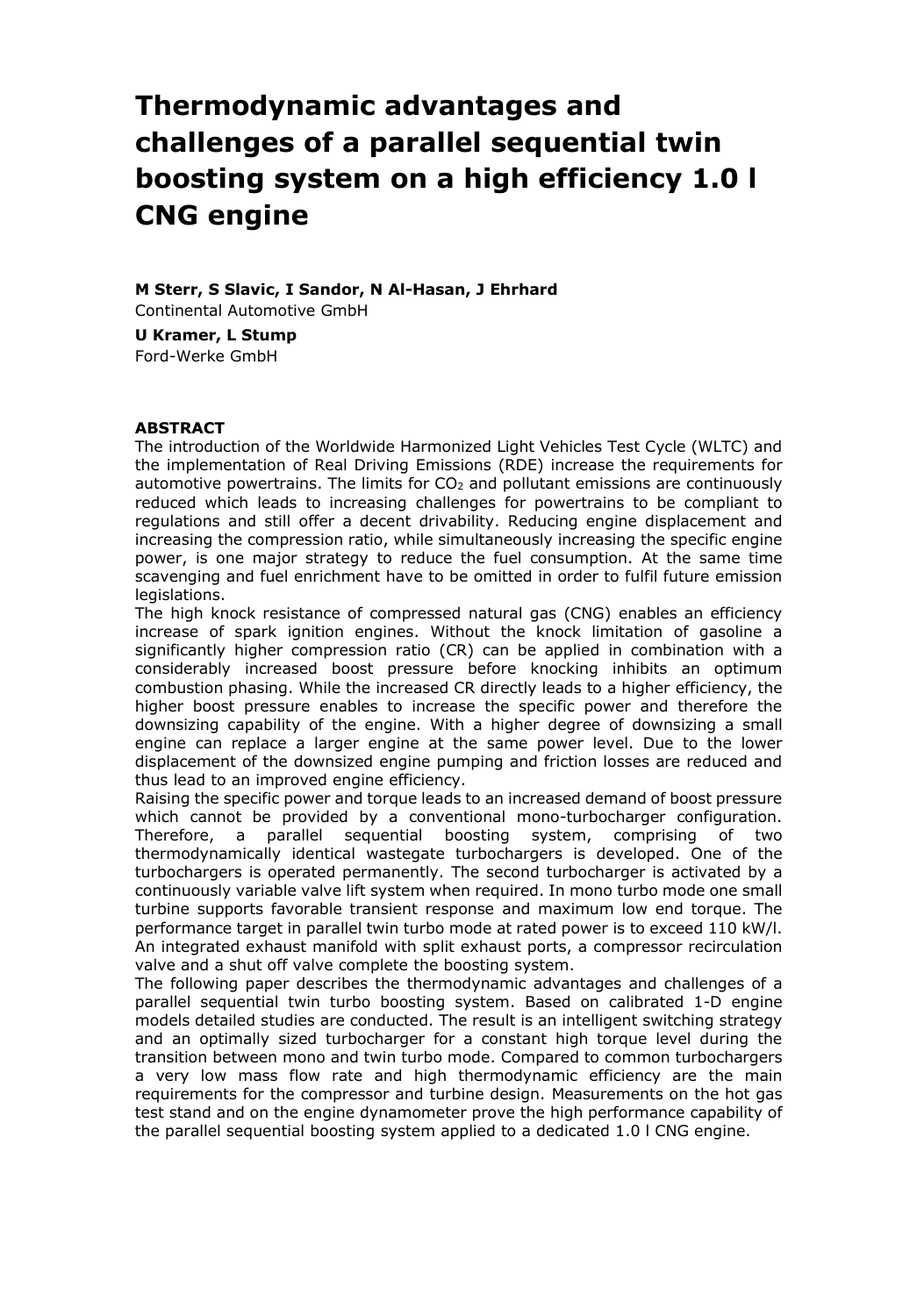# Thermodynamic advantages and challenges of a parallel sequential twin boosting system on a high efficiency 1.0 l CNG engine

**M Sterr, S Slavic, I Sandor, N Al-Hasan, J Ehrhard**
Continental Automotive GmbH

**U Kramer, L Stump**
Ford-Werke GmbH

**ABSTRACT**

The introduction of the Worldwide Harmonized Light Vehicles Test Cycle (WLTC) and the implementation of Real Driving Emissions (RDE) increase the requirements for automotive powertrains. The limits for $CO_2$ and pollutant emissions are continuously reduced which leads to increasing challenges for powertrains to be compliant to regulations and still offer a decent drivability. Reducing engine displacement and increasing the compression ratio, while simultaneously increasing the specific engine power, is one major strategy to reduce the fuel consumption. At the same time scavenging and fuel enrichment have to be omitted in order to fulfil future emission legislations.

The high knock resistance of compressed natural gas (CNG) enables an efficiency increase of spark ignition engines. Without the knock limitation of gasoline a significantly higher compression ratio (CR) can be applied in combination with a considerably increased boost pressure before knocking inhibits an optimum combustion phasing. While the increased CR directly leads to a higher efficiency, the higher boost pressure enables to increase the specific power and therefore the downsizing capability of the engine. With a higher degree of downsizing a small engine can replace a larger engine at the same power level. Due to the lower displacement of the downsized engine pumping and friction losses are reduced and thus lead to an improved engine efficiency.

Raising the specific power and torque leads to an increased demand of boost pressure which cannot be provided by a conventional mono-turbocharger configuration. Therefore, a parallel sequential boosting system, comprising of two thermodynamically identical wastegate turbochargers is developed. One of the turbochargers is operated permanently. The second turbocharger is activated by a continuously variable valve lift system when required. In mono turbo mode one small turbine supports favorable transient response and maximum low end torque. The performance target in parallel twin turbo mode at rated power is to exceed 110 kW/l. An integrated exhaust manifold with split exhaust ports, a compressor recirculation valve and a shut off valve complete the boosting system.

The following paper describes the thermodynamic advantages and challenges of a parallel sequential twin turbo boosting system. Based on calibrated 1-D engine models detailed studies are conducted. The result is an intelligent switching strategy and an optimally sized turbocharger for a constant high torque level during the transition between mono and twin turbo mode. Compared to common turbochargers a very low mass flow rate and high thermodynamic efficiency are the main requirements for the compressor and turbine design. Measurements on the hot gas test stand and on the engine dynamometer prove the high performance capability of the parallel sequential boosting system applied to a dedicated 1.0 l CNG engine.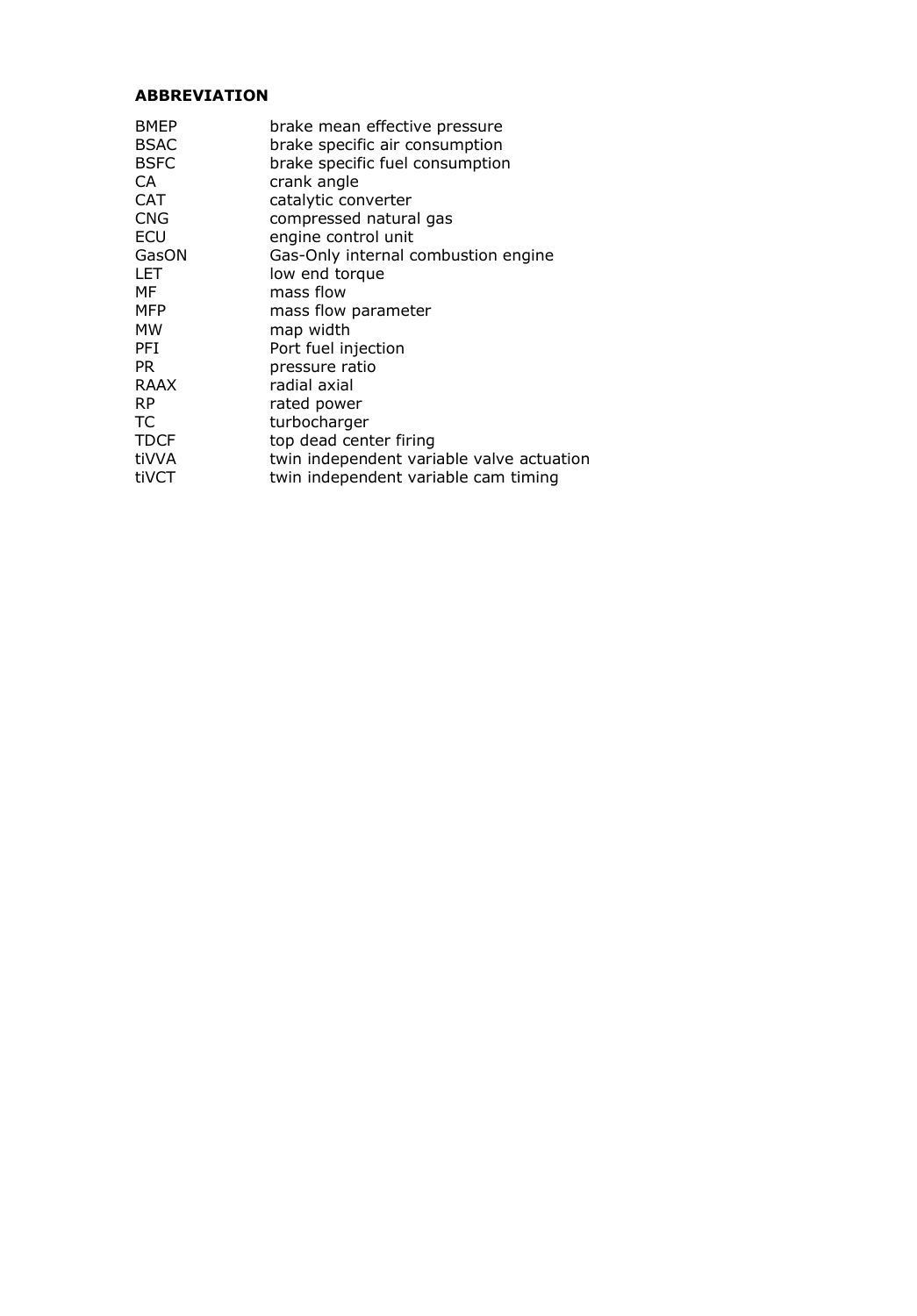**ABBREVIATION**

| | |
|---|---|
| BMEP | brake mean effective pressure |
| BSAC | brake specific air consumption |
| BSFC | brake specific fuel consumption |
| CA | crank angle |
| CAT | catalytic converter |
| CNG | compressed natural gas |
| ECU | engine control unit |
| GasON | Gas-Only internal combustion engine |
| LET | low end torque |
| MF | mass flow |
| MFP | mass flow parameter |
| MW | map width |
| PFI | Port fuel injection |
| PR | pressure ratio |
| RAAX | radial axial |
| RP | rated power |
| TC | turbocharger |
| TDCF | top dead center firing |
| tiVVA | twin independent variable valve actuation |
| tiVCT | twin independent variable cam timing |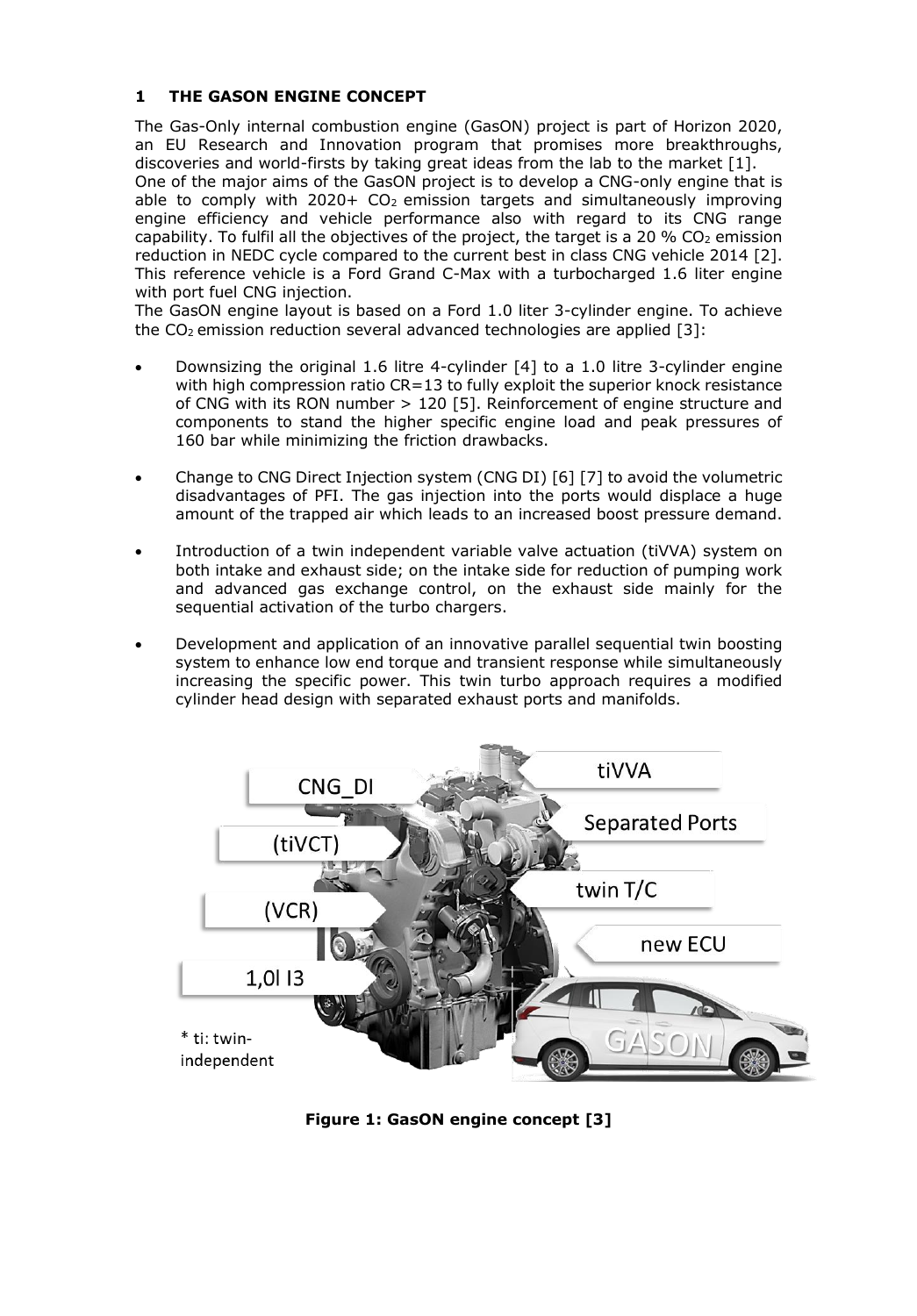# 1 THE GASON ENGINE CONCEPT

The Gas-Only internal combustion engine (GasON) project is part of Horizon 2020, an EU Research and Innovation program that promises more breakthroughs, discoveries and world-firsts by taking great ideas from the lab to the market [1].

One of the major aims of the GasON project is to develop a CNG-only engine that is able to comply with 2020+ $CO_2$ emission targets and simultaneously improving engine efficiency and vehicle performance also with regard to its CNG range capability. To fulfil all the objectives of the project, the target is a 20 % $CO_2$ emission reduction in NEDC cycle compared to the current best in class CNG vehicle 2014 [2]. This reference vehicle is a Ford Grand C-Max with a turbocharged 1.6 liter engine with port fuel CNG injection.

The GasON engine layout is based on a Ford 1.0 liter 3-cylinder engine. To achieve the $CO_2$ emission reduction several advanced technologies are applied [3]:

- Downsizing the original 1.6 litre 4-cylinder [4] to a 1.0 litre 3-cylinder engine with high compression ratio CR=13 to fully exploit the superior knock resistance of CNG with its RON number > 120 [5]. Reinforcement of engine structure and components to stand the higher specific engine load and peak pressures of 160 bar while minimizing the friction drawbacks.
- Change to CNG Direct Injection system (CNG DI) [6] [7] to avoid the volumetric disadvantages of PFI. The gas injection into the ports would displace a huge amount of the trapped air which leads to an increased boost pressure demand.
- Introduction of a twin independent variable valve actuation (tiVVA) system on both intake and exhaust side; on the intake side for reduction of pumping work and advanced gas exchange control, on the exhaust side mainly for the sequential activation of the turbo chargers.
- Development and application of an innovative parallel sequential twin boosting system to enhance low end torque and transient response while simultaneously increasing the specific power. This twin turbo approach requires a modified cylinder head design with separated exhaust ports and manifolds.

**Figure 1: GasON engine concept [3]**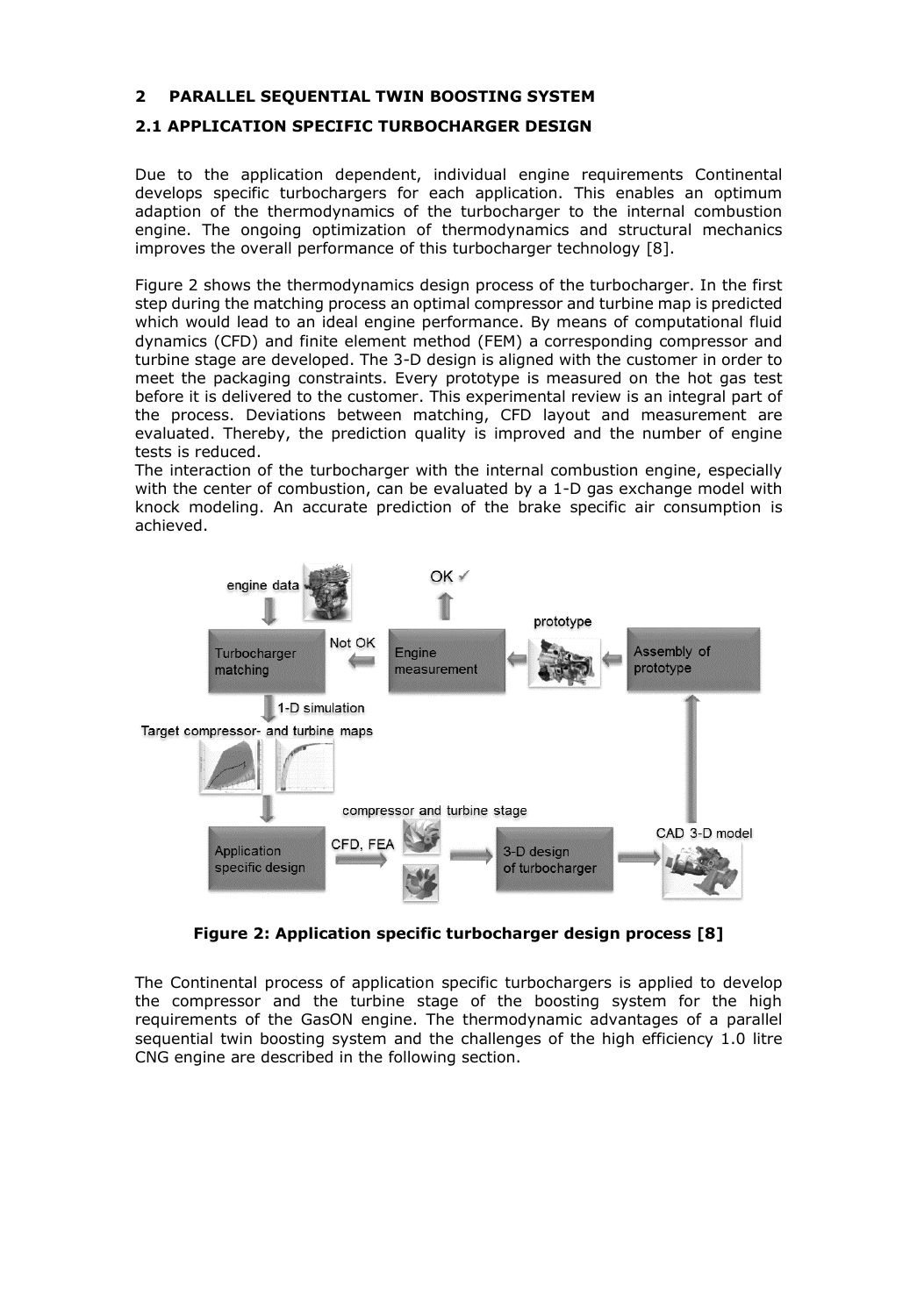## 2 PARALLEL SEQUENTIAL TWIN BOOSTING SYSTEM

### 2.1 APPLICATION SPECIFIC TURBOCHARGER DESIGN

Due to the application dependent, individual engine requirements Continental develops specific turbochargers for each application. This enables an optimum adaption of the thermodynamics of the turbocharger to the internal combustion engine. The ongoing optimization of thermodynamics and structural mechanics improves the overall performance of this turbocharger technology [8].

Figure 2 shows the thermodynamics design process of the turbocharger. In the first step during the matching process an optimal compressor and turbine map is predicted which would lead to an ideal engine performance. By means of computational fluid dynamics (CFD) and finite element method (FEM) a corresponding compressor and turbine stage are developed. The 3-D design is aligned with the customer in order to meet the packaging constraints. Every prototype is measured on the hot gas test before it is delivered to the customer. This experimental review is an integral part of the process. Deviations between matching, CFD layout and measurement are evaluated. Thereby, the prediction quality is improved and the number of engine tests is reduced.

The interaction of the turbocharger with the internal combustion engine, especially with the center of combustion, can be evaluated by a 1-D gas exchange model with knock modeling. An accurate prediction of the brake specific air consumption is achieved.

**Figure 2: Application specific turbocharger design process [8]**

The Continental process of application specific turbochargers is applied to develop the compressor and the turbine stage of the boosting system for the high requirements of the GasON engine. The thermodynamic advantages of a parallel sequential twin boosting system and the challenges of the high efficiency 1.0 litre CNG engine are described in the following section.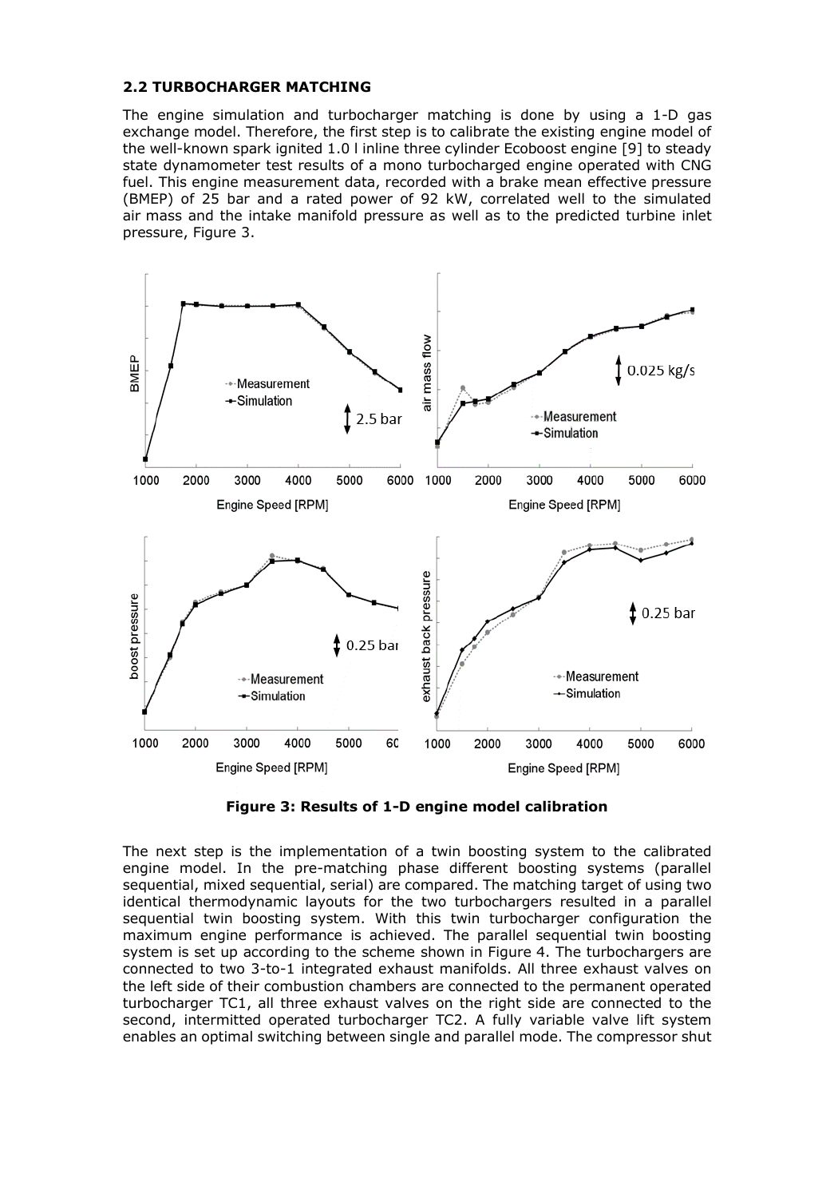### 2.2 TURBOCHARGER MATCHING

The engine simulation and turbocharger matching is done by using a 1-D gas exchange model. Therefore, the first step is to calibrate the existing engine model of the well-known spark ignited 1.0 l inline three cylinder Ecoboost engine [9] to steady state dynamometer test results of a mono turbocharged engine operated with CNG fuel. This engine measurement data, recorded with a brake mean effective pressure (BMEP) of 25 bar and a rated power of 92 kW, correlated well to the simulated air mass and the intake manifold pressure as well as to the predicted turbine inlet pressure, Figure 3.

**Figure 3: Results of 1-D engine model calibration**

The next step is the implementation of a twin boosting system to the calibrated engine model. In the pre-matching phase different boosting systems (parallel sequential, mixed sequential, serial) are compared. The matching target of using two identical thermodynamic layouts for the two turbochargers resulted in a parallel sequential twin boosting system. With this twin turbocharger configuration the maximum engine performance is achieved. The parallel sequential twin boosting system is set up according to the scheme shown in Figure 4. The turbochargers are connected to two 3-to-1 integrated exhaust manifolds. All three exhaust valves on the left side of their combustion chambers are connected to the permanent operated turbocharger TC1, all three exhaust valves on the right side are connected to the second, intermitted operated turbocharger TC2. A fully variable valve lift system enables an optimal switching between single and parallel mode. The compressor shut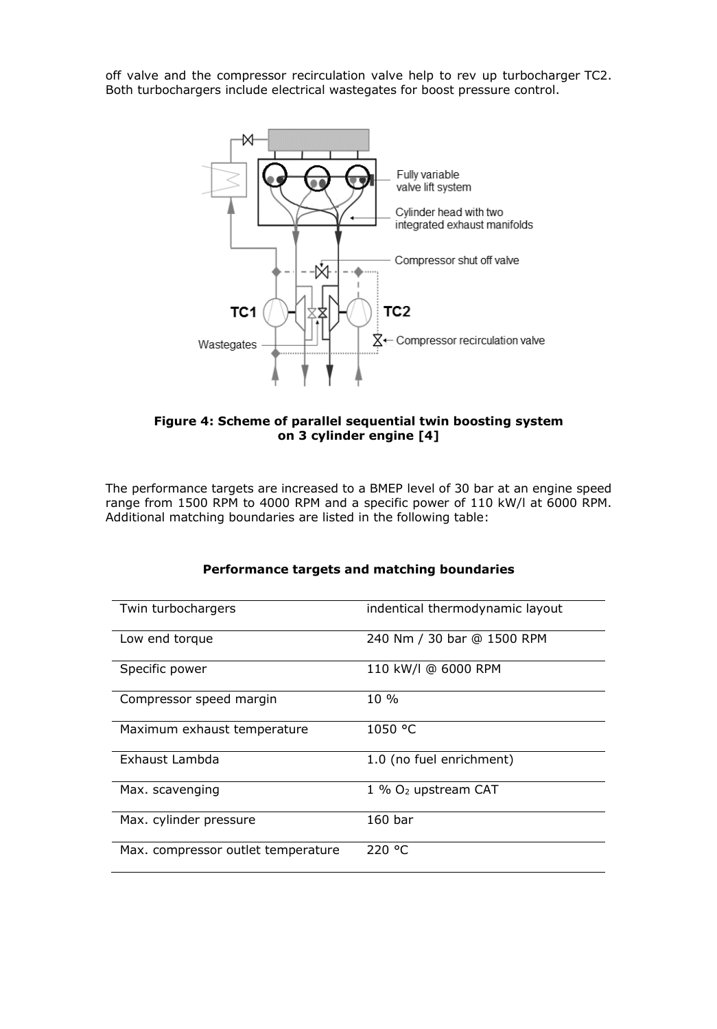off valve and the compressor recirculation valve help to rev up turbocharger TC2. Both turbochargers include electrical wastegates for boost pressure control.

**Figure 4: Scheme of parallel sequential twin boosting system on 3 cylinder engine [4]**

The performance targets are increased to a BMEP level of 30 bar at an engine speed range from 1500 RPM to 4000 RPM and a specific power of 110 kW/l at 6000 RPM. Additional matching boundaries are listed in the following table:

**Performance targets and matching boundaries**

| | |
|---|---|
| Twin turbochargers | indentical thermodynamic layout |
| Low end torque | 240 Nm / 30 bar @ 1500 RPM |
| Specific power | 110 kW/l @ 6000 RPM |
| Compressor speed margin | 10 % |
| Maximum exhaust temperature | 1050 °C |
| Exhaust Lambda | 1.0 (no fuel enrichment) |
| Max. scavenging | 1 % $O_2$ upstream CAT |
| Max. cylinder pressure | 160 bar |
| Max. compressor outlet temperature | 220 °C |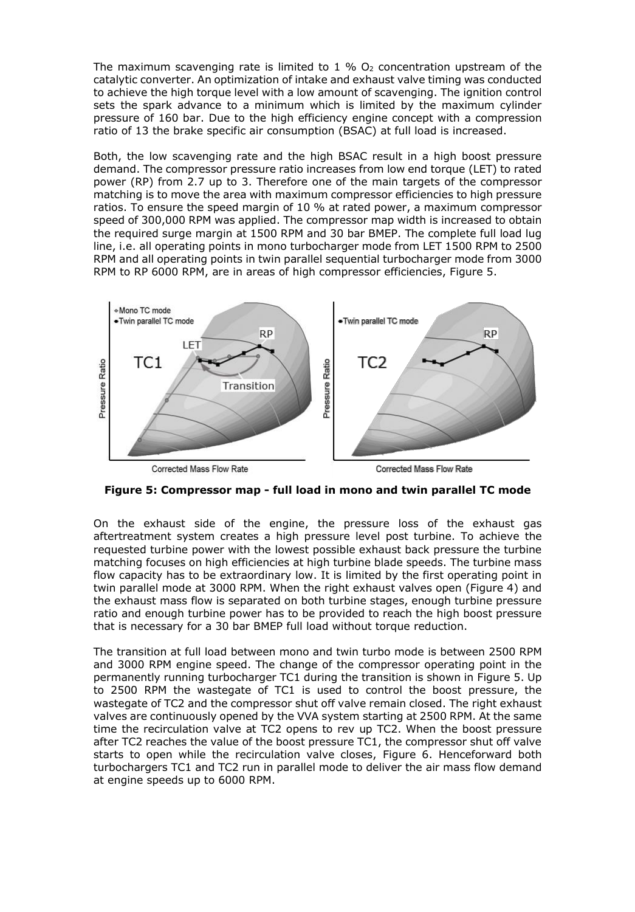The maximum scavenging rate is limited to 1 % $O_2$ concentration upstream of the catalytic converter. An optimization of intake and exhaust valve timing was conducted to achieve the high torque level with a low amount of scavenging. The ignition control sets the spark advance to a minimum which is limited by the maximum cylinder pressure of 160 bar. Due to the high efficiency engine concept with a compression ratio of 13 the brake specific air consumption (BSAC) at full load is increased.

Both, the low scavenging rate and the high BSAC result in a high boost pressure demand. The compressor pressure ratio increases from low end torque (LET) to rated power (RP) from 2.7 up to 3. Therefore one of the main targets of the compressor matching is to move the area with maximum compressor efficiencies to high pressure ratios. To ensure the speed margin of 10 % at rated power, a maximum compressor speed of 300,000 RPM was applied. The compressor map width is increased to obtain the required surge margin at 1500 RPM and 30 bar BMEP. The complete full load lug line, i.e. all operating points in mono turbocharger mode from LET 1500 RPM to 2500 RPM and all operating points in twin parallel sequential turbocharger mode from 3000 RPM to RP 6000 RPM, are in areas of high compressor efficiencies, Figure 5.

**Figure 5: Compressor map - full load in mono and twin parallel TC mode**

On the exhaust side of the engine, the pressure loss of the exhaust gas aftertreatment system creates a high pressure level post turbine. To achieve the requested turbine power with the lowest possible exhaust back pressure the turbine matching focuses on high efficiencies at high turbine blade speeds. The turbine mass flow capacity has to be extraordinary low. It is limited by the first operating point in twin parallel mode at 3000 RPM. When the right exhaust valves open (Figure 4) and the exhaust mass flow is separated on both turbine stages, enough turbine pressure ratio and enough turbine power has to be provided to reach the high boost pressure that is necessary for a 30 bar BMEP full load without torque reduction.

The transition at full load between mono and twin turbo mode is between 2500 RPM and 3000 RPM engine speed. The change of the compressor operating point in the permanently running turbocharger TC1 during the transition is shown in Figure 5. Up to 2500 RPM the wastegate of TC1 is used to control the boost pressure, the wastegate of TC2 and the compressor shut off valve remain closed. The right exhaust valves are continuously opened by the VVA system starting at 2500 RPM. At the same time the recirculation valve at TC2 opens to rev up TC2. When the boost pressure after TC2 reaches the value of the boost pressure TC1, the compressor shut off valve starts to open while the recirculation valve closes, Figure 6. Henceforward both turbochargers TC1 and TC2 run in parallel mode to deliver the air mass flow demand at engine speeds up to 6000 RPM.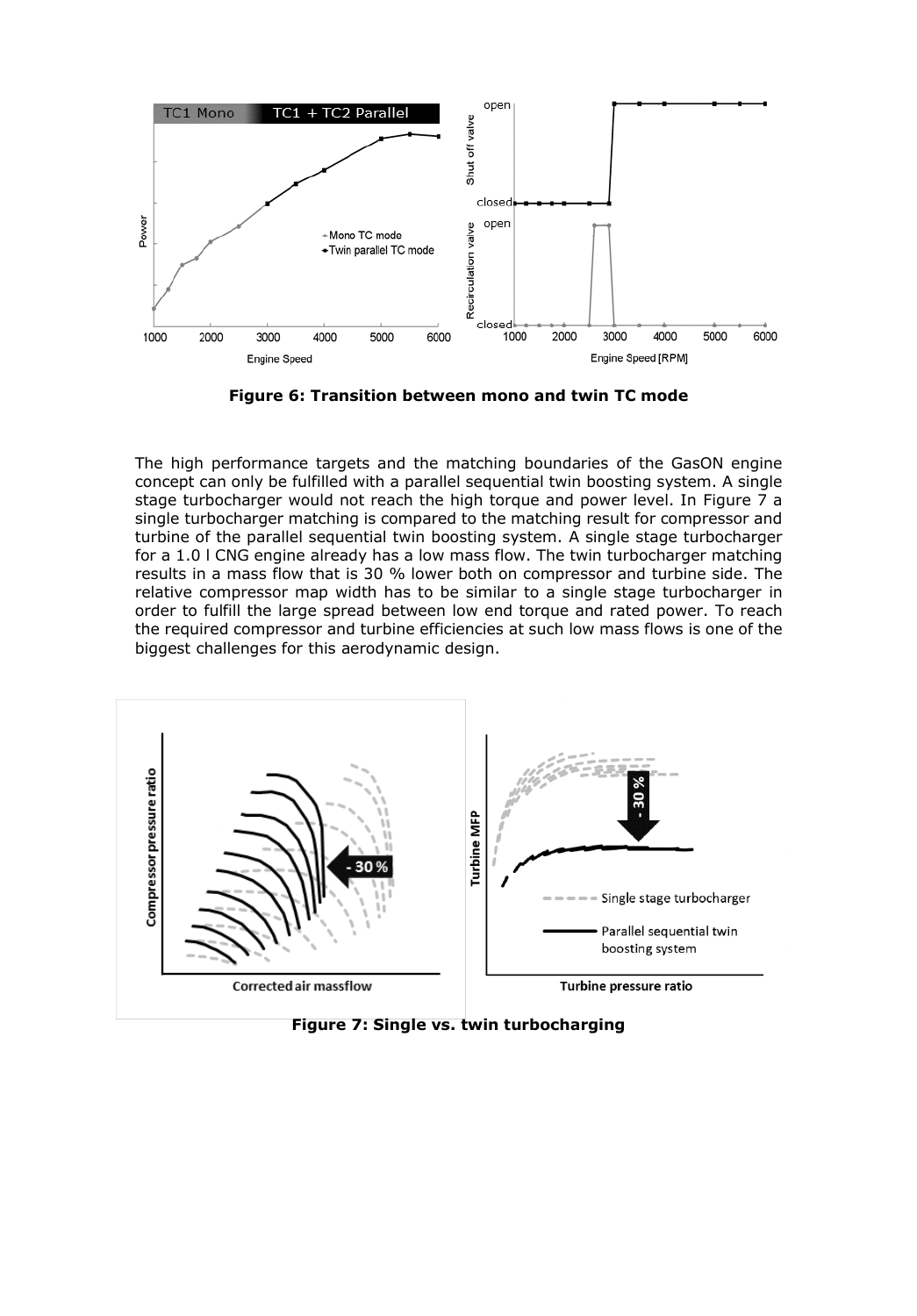**Figure 6: Transition between mono and twin TC mode**

The high performance targets and the matching boundaries of the GasON engine concept can only be fulfilled with a parallel sequential twin boosting system. A single stage turbocharger would not reach the high torque and power level. In Figure 7 a single turbocharger matching is compared to the matching result for compressor and turbine of the parallel sequential twin boosting system. A single stage turbocharger for a 1.0 l CNG engine already has a low mass flow. The twin turbocharger matching results in a mass flow that is 30 % lower both on compressor and turbine side. The relative compressor map width has to be similar to a single stage turbocharger in order to fulfill the large spread between low end torque and rated power. To reach the required compressor and turbine efficiencies at such low mass flows is one of the biggest challenges for this aerodynamic design.

**Figure 7: Single vs. twin turbocharging**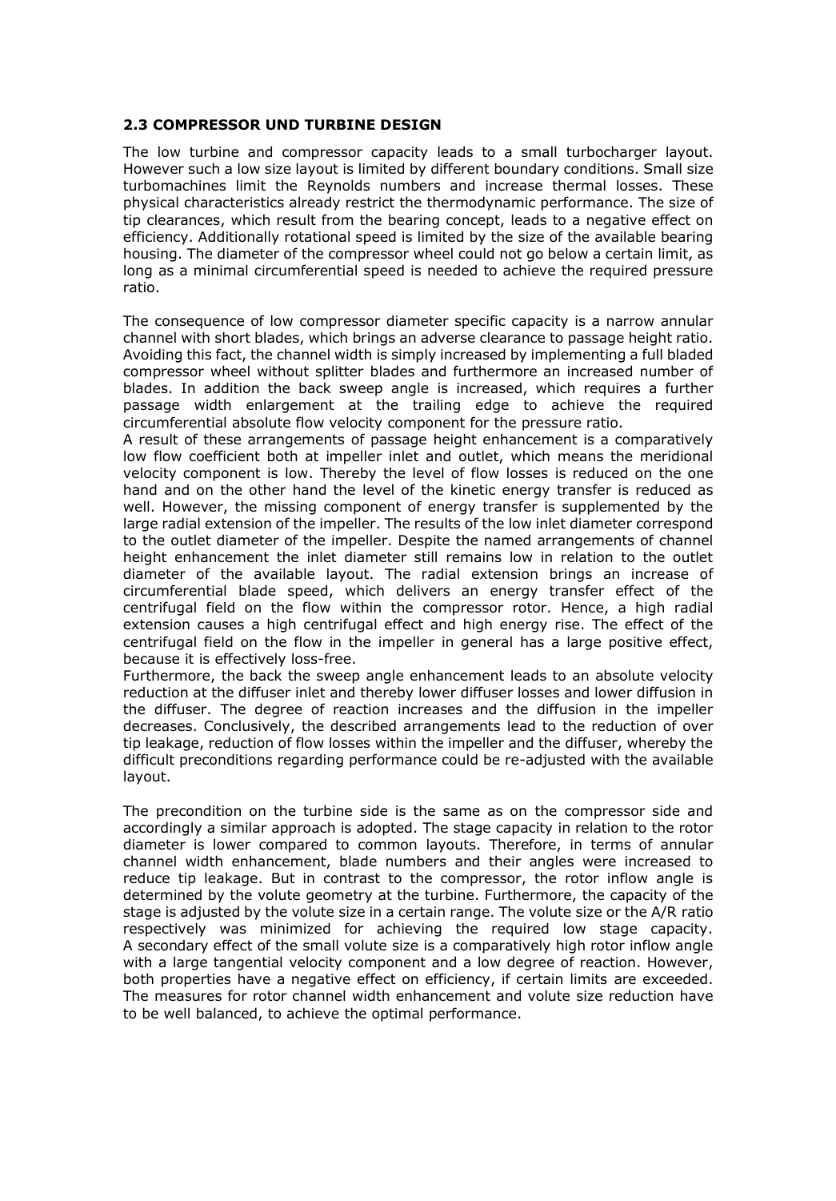## 2.3 COMPRESSOR UND TURBINE DESIGN

The low turbine and compressor capacity leads to a small turbocharger layout. However such a low size layout is limited by different boundary conditions. Small size turbomachines limit the Reynolds numbers and increase thermal losses. These physical characteristics already restrict the thermodynamic performance. The size of tip clearances, which result from the bearing concept, leads to a negative effect on efficiency. Additionally rotational speed is limited by the size of the available bearing housing. The diameter of the compressor wheel could not go below a certain limit, as long as a minimal circumferential speed is needed to achieve the required pressure ratio.

The consequence of low compressor diameter specific capacity is a narrow annular channel with short blades, which brings an adverse clearance to passage height ratio. Avoiding this fact, the channel width is simply increased by implementing a full bladed compressor wheel without splitter blades and furthermore an increased number of blades. In addition the back sweep angle is increased, which requires a further passage width enlargement at the trailing edge to achieve the required circumferential absolute flow velocity component for the pressure ratio.
A result of these arrangements of passage height enhancement is a comparatively low flow coefficient both at impeller inlet and outlet, which means the meridional velocity component is low. Thereby the level of flow losses is reduced on the one hand and on the other hand the level of the kinetic energy transfer is reduced as well. However, the missing component of energy transfer is supplemented by the large radial extension of the impeller. The results of the low inlet diameter correspond to the outlet diameter of the impeller. Despite the named arrangements of channel height enhancement the inlet diameter still remains low in relation to the outlet diameter of the available layout. The radial extension brings an increase of circumferential blade speed, which delivers an energy transfer effect of the centrifugal field on the flow within the compressor rotor. Hence, a high radial extension causes a high centrifugal effect and high energy rise. The effect of the centrifugal field on the flow in the impeller in general has a large positive effect, because it is effectively loss-free.
Furthermore, the back the sweep angle enhancement leads to an absolute velocity reduction at the diffuser inlet and thereby lower diffuser losses and lower diffusion in the diffuser. The degree of reaction increases and the diffusion in the impeller decreases. Conclusively, the described arrangements lead to the reduction of over tip leakage, reduction of flow losses within the impeller and the diffuser, whereby the difficult preconditions regarding performance could be re-adjusted with the available layout.

The precondition on the turbine side is the same as on the compressor side and accordingly a similar approach is adopted. The stage capacity in relation to the rotor diameter is lower compared to common layouts. Therefore, in terms of annular channel width enhancement, blade numbers and their angles were increased to reduce tip leakage. But in contrast to the compressor, the rotor inflow angle is determined by the volute geometry at the turbine. Furthermore, the capacity of the stage is adjusted by the volute size in a certain range. The volute size or the A/R ratio respectively was minimized for achieving the required low stage capacity. A secondary effect of the small volute size is a comparatively high rotor inflow angle with a large tangential velocity component and a low degree of reaction. However, both properties have a negative effect on efficiency, if certain limits are exceeded. The measures for rotor channel width enhancement and volute size reduction have to be well balanced, to achieve the optimal performance.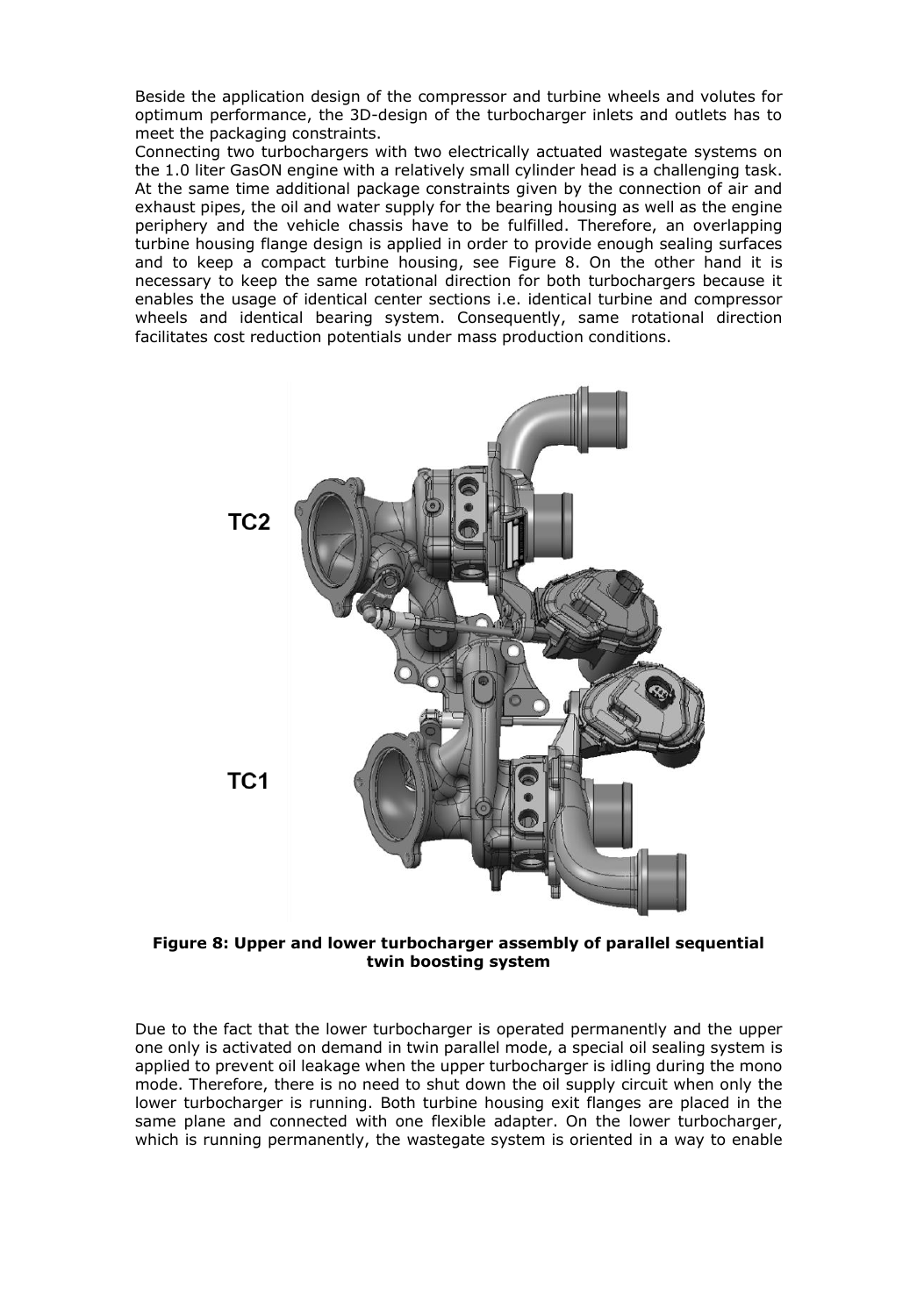Beside the application design of the compressor and turbine wheels and volutes for optimum performance, the 3D-design of the turbocharger inlets and outlets has to meet the packaging constraints.

Connecting two turbochargers with two electrically actuated wastegate systems on the 1.0 liter GasON engine with a relatively small cylinder head is a challenging task. At the same time additional package constraints given by the connection of air and exhaust pipes, the oil and water supply for the bearing housing as well as the engine periphery and the vehicle chassis have to be fulfilled. Therefore, an overlapping turbine housing flange design is applied in order to provide enough sealing surfaces and to keep a compact turbine housing, see Figure 8. On the other hand it is necessary to keep the same rotational direction for both turbochargers because it enables the usage of identical center sections i.e. identical turbine and compressor wheels and identical bearing system. Consequently, same rotational direction facilitates cost reduction potentials under mass production conditions.

**Figure 8: Upper and lower turbocharger assembly of parallel sequential twin boosting system**

Due to the fact that the lower turbocharger is operated permanently and the upper one only is activated on demand in twin parallel mode, a special oil sealing system is applied to prevent oil leakage when the upper turbocharger is idling during the mono mode. Therefore, there is no need to shut down the oil supply circuit when only the lower turbocharger is running. Both turbine housing exit flanges are placed in the same plane and connected with one flexible adapter. On the lower turbocharger, which is running permanently, the wastegate system is oriented in a way to enable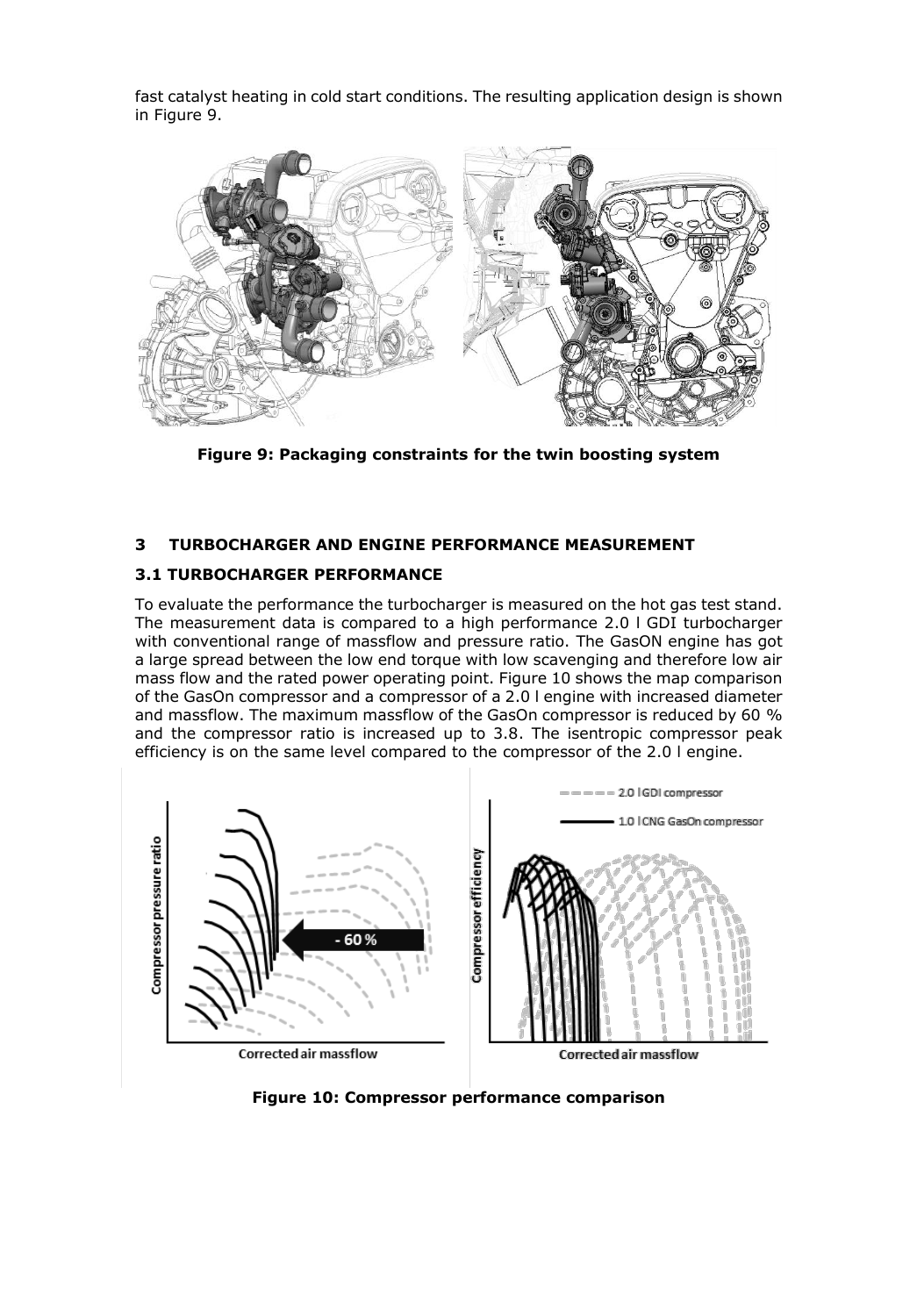fast catalyst heating in cold start conditions. The resulting application design is shown in Figure 9.

**Figure 9: Packaging constraints for the twin boosting system**

## 3 TURBOCHARGER AND ENGINE PERFORMANCE MEASUREMENT

### 3.1 TURBOCHARGER PERFORMANCE

To evaluate the performance the turbocharger is measured on the hot gas test stand. The measurement data is compared to a high performance 2.0 l GDI turbocharger with conventional range of massflow and pressure ratio. The GasON engine has got a large spread between the low end torque with low scavenging and therefore low air mass flow and the rated power operating point. Figure 10 shows the map comparison of the GasOn compressor and a compressor of a 2.0 l engine with increased diameter and massflow. The maximum massflow of the GasOn compressor is reduced by 60 % and the compressor ratio is increased up to 3.8. The isentropic compressor peak efficiency is on the same level compared to the compressor of the 2.0 l engine.

**Figure 10: Compressor performance comparison**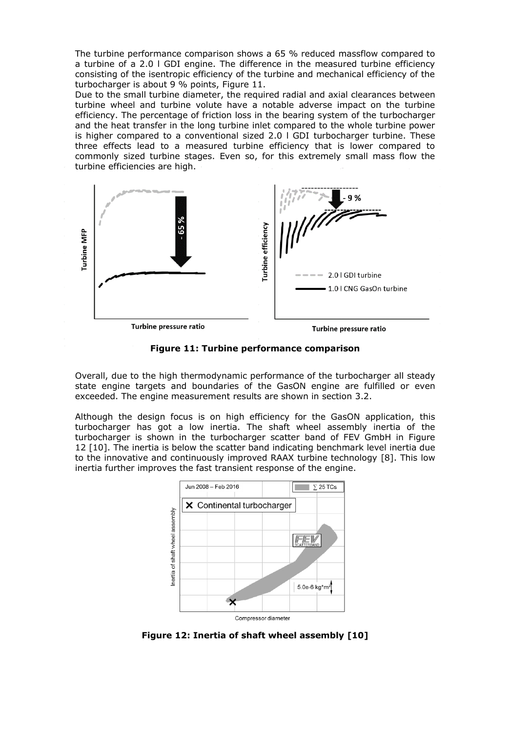The turbine performance comparison shows a 65 % reduced massflow compared to a turbine of a 2.0 l GDI engine. The difference in the measured turbine efficiency consisting of the isentropic efficiency of the turbine and mechanical efficiency of the turbocharger is about 9 % points, Figure 11.

Due to the small turbine diameter, the required radial and axial clearances between turbine wheel and turbine volute have a notable adverse impact on the turbine efficiency. The percentage of friction loss in the bearing system of the turbocharger and the heat transfer in the long turbine inlet compared to the whole turbine power is higher compared to a conventional sized 2.0 l GDI turbocharger turbine. These three effects lead to a measured turbine efficiency that is lower compared to commonly sized turbine stages. Even so, for this extremely small mass flow the turbine efficiencies are high.

**Figure 11: Turbine performance comparison**

Overall, due to the high thermodynamic performance of the turbocharger all steady state engine targets and boundaries of the GasON engine are fulfilled or even exceeded. The engine measurement results are shown in section 3.2.

Although the design focus is on high efficiency for the GasON application, this turbocharger has got a low inertia. The shaft wheel assembly inertia of the turbocharger is shown in the turbocharger scatter band of FEV GmbH in Figure 12 [10]. The inertia is below the scatter band indicating benchmark level inertia due to the innovative and continuously improved RAAX turbine technology [8]. This low inertia further improves the fast transient response of the engine.

**Figure 12: Inertia of shaft wheel assembly [10]**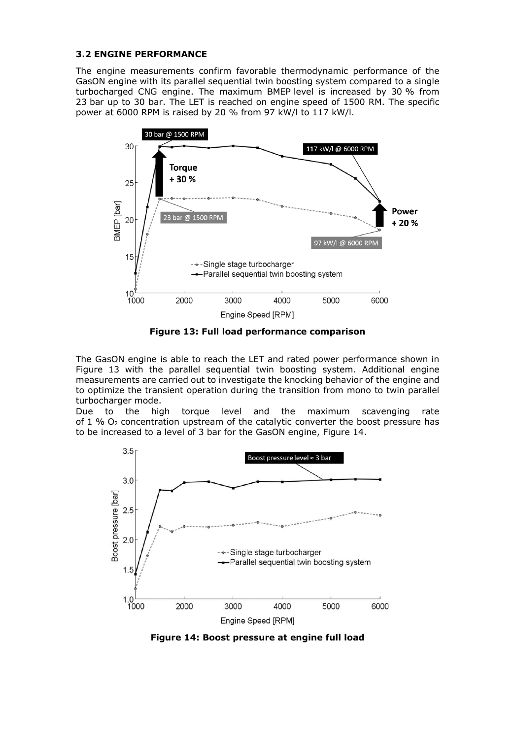### 3.2 ENGINE PERFORMANCE

The engine measurements confirm favorable thermodynamic performance of the GasON engine with its parallel sequential twin boosting system compared to a single turbocharged CNG engine. The maximum BMEP level is increased by 30 % from 23 bar up to 30 bar. The LET is reached on engine speed of 1500 RM. The specific power at 6000 RPM is raised by 20 % from 97 kW/l to 117 kW/l.

**Figure 13: Full load performance comparison**

The GasON engine is able to reach the LET and rated power performance shown in Figure 13 with the parallel sequential twin boosting system. Additional engine measurements are carried out to investigate the knocking behavior of the engine and to optimize the transient operation during the transition from mono to twin parallel turbocharger mode.

Due to the high torque level and the maximum scavenging rate of 1 % $O_2$ concentration upstream of the catalytic converter the boost pressure has to be increased to a level of 3 bar for the GasON engine, Figure 14.

**Figure 14: Boost pressure at engine full load**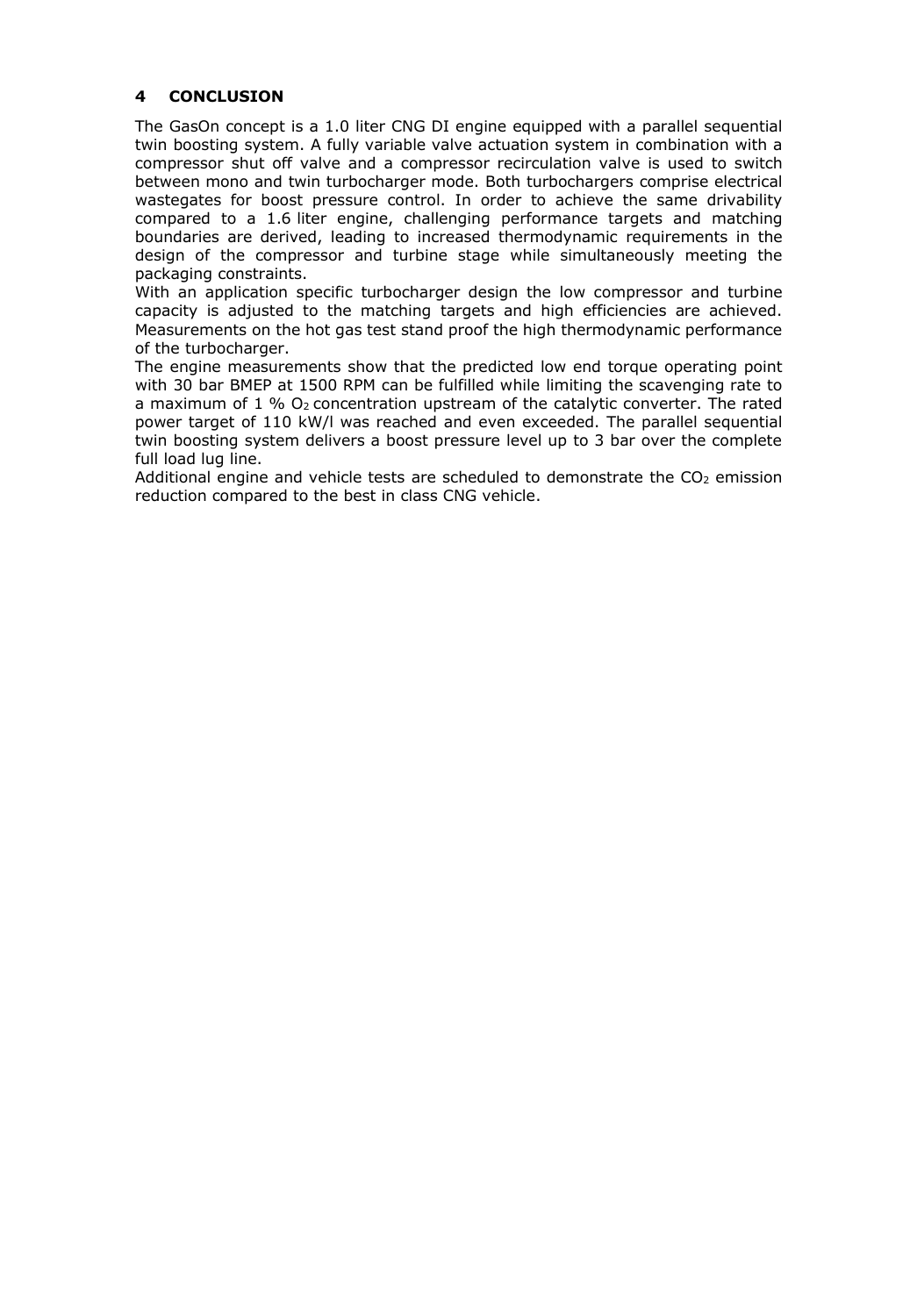## 4 CONCLUSION

The GasOn concept is a 1.0 liter CNG DI engine equipped with a parallel sequential twin boosting system. A fully variable valve actuation system in combination with a compressor shut off valve and a compressor recirculation valve is used to switch between mono and twin turbocharger mode. Both turbochargers comprise electrical wastegates for boost pressure control. In order to achieve the same drivability compared to a 1.6 liter engine, challenging performance targets and matching boundaries are derived, leading to increased thermodynamic requirements in the design of the compressor and turbine stage while simultaneously meeting the packaging constraints.

With an application specific turbocharger design the low compressor and turbine capacity is adjusted to the matching targets and high efficiencies are achieved. Measurements on the hot gas test stand proof the high thermodynamic performance of the turbocharger.

The engine measurements show that the predicted low end torque operating point with 30 bar BMEP at 1500 RPM can be fulfilled while limiting the scavenging rate to a maximum of 1 % $O_2$ concentration upstream of the catalytic converter. The rated power target of 110 kW/l was reached and even exceeded. The parallel sequential twin boosting system delivers a boost pressure level up to 3 bar over the complete full load lug line.

Additional engine and vehicle tests are scheduled to demonstrate the $CO_2$ emission reduction compared to the best in class CNG vehicle.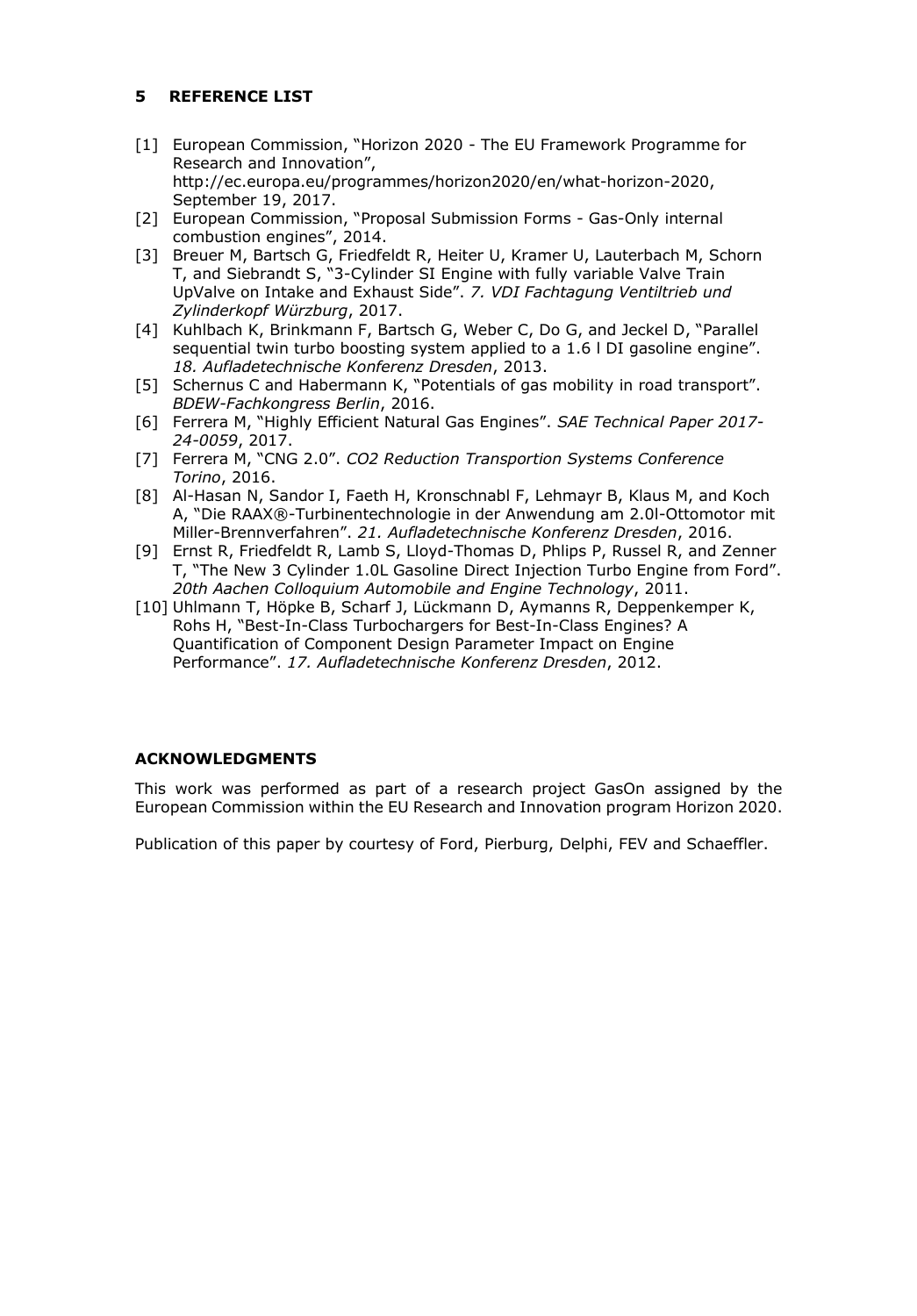## 5 REFERENCE LIST

[1] European Commission, "Horizon 2020 - The EU Framework Programme for Research and Innovation", http://ec.europa.eu/programmes/horizon2020/en/what-horizon-2020, September 19, 2017.

[2] European Commission, "Proposal Submission Forms - Gas-Only internal combustion engines", 2014.

[3] Breuer M, Bartsch G, Friedfeldt R, Heiter U, Kramer U, Lauterbach M, Schorn T, and Siebrandt S, "3-Cylinder SI Engine with fully variable Valve Train UpValve on Intake and Exhaust Side". *7. VDI Fachtagung Ventiltrieb und Zylinderkopf Würzburg*, 2017.

[4] Kuhlbach K, Brinkmann F, Bartsch G, Weber C, Do G, and Jeckel D, "Parallel sequential twin turbo boosting system applied to a 1.6 l DI gasoline engine". *18. Aufladetechnische Konferenz Dresden*, 2013.

[5] Schernus C and Habermann K, "Potentials of gas mobility in road transport". *BDEW-Fachkongress Berlin*, 2016.

[6] Ferrera M, "Highly Efficient Natural Gas Engines". *SAE Technical Paper 2017-24-0059*, 2017.

[7] Ferrera M, "CNG 2.0". *CO2 Reduction Transportion Systems Conference Torino*, 2016.

[8] Al-Hasan N, Sandor I, Faeth H, Kronschnabl F, Lehmayr B, Klaus M, and Koch A, "Die RAAX®-Turbinentechnologie in der Anwendung am 2.0l-Ottomotor mit Miller-Brennverfahren". *21. Aufladetechnische Konferenz Dresden*, 2016.

[9] Ernst R, Friedfeldt R, Lamb S, Lloyd-Thomas D, Phlips P, Russel R, and Zenner T, "The New 3 Cylinder 1.0L Gasoline Direct Injection Turbo Engine from Ford". *20th Aachen Colloquium Automobile and Engine Technology*, 2011.

[10] Uhlmann T, Höpke B, Scharf J, Lückmann D, Aymanns R, Deppenkemper K, Rohs H, "Best-In-Class Turbochargers for Best-In-Class Engines? A Quantification of Component Design Parameter Impact on Engine Performance". *17. Aufladetechnische Konferenz Dresden*, 2012.

### ACKNOWLEDGMENTS

This work was performed as part of a research project GasOn assigned by the European Commission within the EU Research and Innovation program Horizon 2020.

Publication of this paper by courtesy of Ford, Pierburg, Delphi, FEV and Schaeffler.